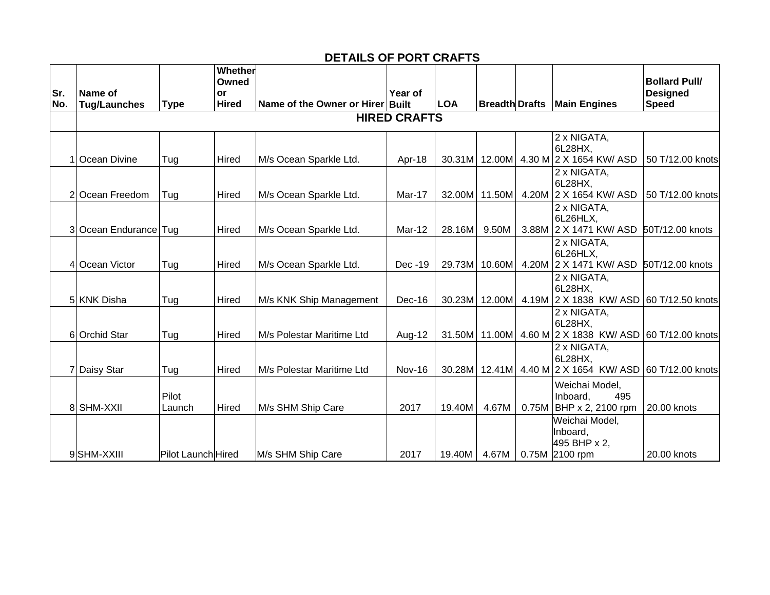## DETAILS OF PORT CRAFTS

| Sr. No. | Name of Tug/Launches | Type | Whether Owned or Hired | Name of the Owner or Hirer | Year of Built | LOA | Breadth | Drafts | Main Engines | Bollard Pull/ Designed Speed |
|---|---|---|---|---|---|---|---|---|---|---|
| | **HIRED CRAFTS** | | | | | | | | | |
| 1 | Ocean Divine | Tug | Hired | M/s Ocean Sparkle Ltd. | Apr-18 | 30.31M | 12.00M | 4.30 M | 2 x NIGATA, 6L28HX, 2 X 1654 KW/ ASD | 50 T/12.00 knots |
| 2 | Ocean Freedom | Tug | Hired | M/s Ocean Sparkle Ltd. | Mar-17 | 32.00M | 11.50M | 4.20M | 2 x NIGATA, 6L28HX, 2 X 1654 KW/ ASD | 50 T/12.00 knots |
| 3 | Ocean Endurance | Tug | Hired | M/s Ocean Sparkle Ltd. | Mar-12 | 28.16M | 9.50M | 3.88M | 2 x NIGATA, 6L26HLX, 2 X 1471 KW/ ASD | 50T/12.00 knots |
| 4 | Ocean Victor | Tug | Hired | M/s Ocean Sparkle Ltd. | Dec -19 | 29.73M | 10.60M | 4.20M | 2 x NIGATA, 6L26HLX, 2 X 1471 KW/ ASD | 50T/12.00 knots |
| 5 | KNK Disha | Tug | Hired | M/s KNK Ship Management | Dec-16 | 30.23M | 12.00M | 4.19M | 2 x NIGATA, 6L28HX, 2 X 1838 KW/ ASD | 60 T/12.50 knots |
| 6 | Orchid Star | Tug | Hired | M/s Polestar Maritime Ltd | Aug-12 | 31.50M | 11.00M | 4.60 M | 2 x NIGATA, 6L28HX, 2 X 1838 KW/ ASD | 60 T/12.00 knots |
| 7 | Daisy Star | Tug | Hired | M/s Polestar Maritime Ltd | Nov-16 | 30.28M | 12.41M | 4.40 M | 2 x NIGATA, 6L28HX, 2 X 1654 KW/ ASD | 60 T/12.00 knots |
| 8 | SHM-XXII | Pilot Launch | Hired | M/s SHM Ship Care | 2017 | 19.40M | 4.67M | 0.75M | Weichai Model, Inboard, 495 BHP x 2, 2100 rpm | 20.00 knots |
| 9 | SHM-XXIII | Pilot Launch | Hired | M/s SHM Ship Care | 2017 | 19.40M | 4.67M | 0.75M | Weichai Model, Inboard, 495 BHP x 2, 2100 rpm | 20.00 knots |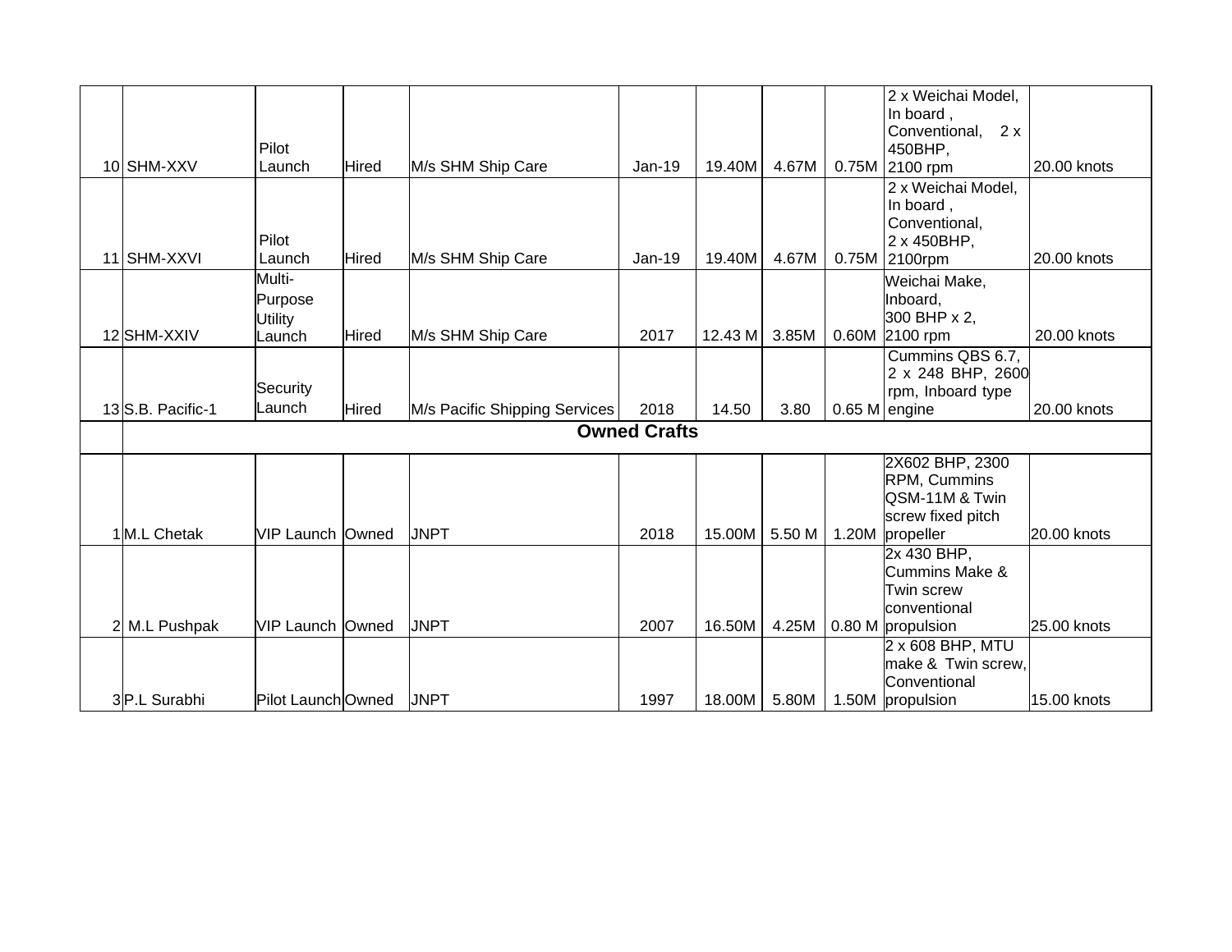| | | | | | | | | | | |
|---|---|---|---|---|---|---|---|---|---|---|
| 10 | SHM-XXV | Pilot Launch | Hired | M/s SHM Ship Care | Jan-19 | 19.40M | 4.67M | 0.75M | 2 x Weichai Model, In board , Conventional, 2 x 450BHP, 2100 rpm | 20.00 knots |
| 11 | SHM-XXVI | Pilot Launch | Hired | M/s SHM Ship Care | Jan-19 | 19.40M | 4.67M | 0.75M | 2 x Weichai Model, In board , Conventional, 2 x 450BHP, 2100rpm | 20.00 knots |
| 12 | SHM-XXIV | Multi-Purpose Utility Launch | Hired | M/s SHM Ship Care | 2017 | 12.43 M | 3.85M | 0.60M | Weichai Make, Inboard, 300 BHP x 2, 2100 rpm | 20.00 knots |
| 13 | S.B. Pacific-1 | Security Launch | Hired | M/s Pacific Shipping Services | 2018 | 14.50 | 3.80 | 0.65 M | Cummins QBS 6.7, 2 x 248 BHP, 2600 rpm, Inboard type engine | 20.00 knots |
| | **Owned Crafts** | | | | | | | | | |
| 1 | M.L Chetak | VIP Launch | Owned | JNPT | 2018 | 15.00M | 5.50 M | 1.20M | 2X602 BHP, 2300 RPM, Cummins QSM-11M & Twin screw fixed pitch propeller | 20.00 knots |
| 2 | M.L Pushpak | VIP Launch | Owned | JNPT | 2007 | 16.50M | 4.25M | 0.80 M | 2x 430 BHP, Cummins Make & Twin screw conventional propulsion | 25.00 knots |
| 3 | P.L Surabhi | Pilot Launch | Owned | JNPT | 1997 | 18.00M | 5.80M | 1.50M | 2 x 608 BHP, MTU make & Twin screw, Conventional propulsion | 15.00 knots |